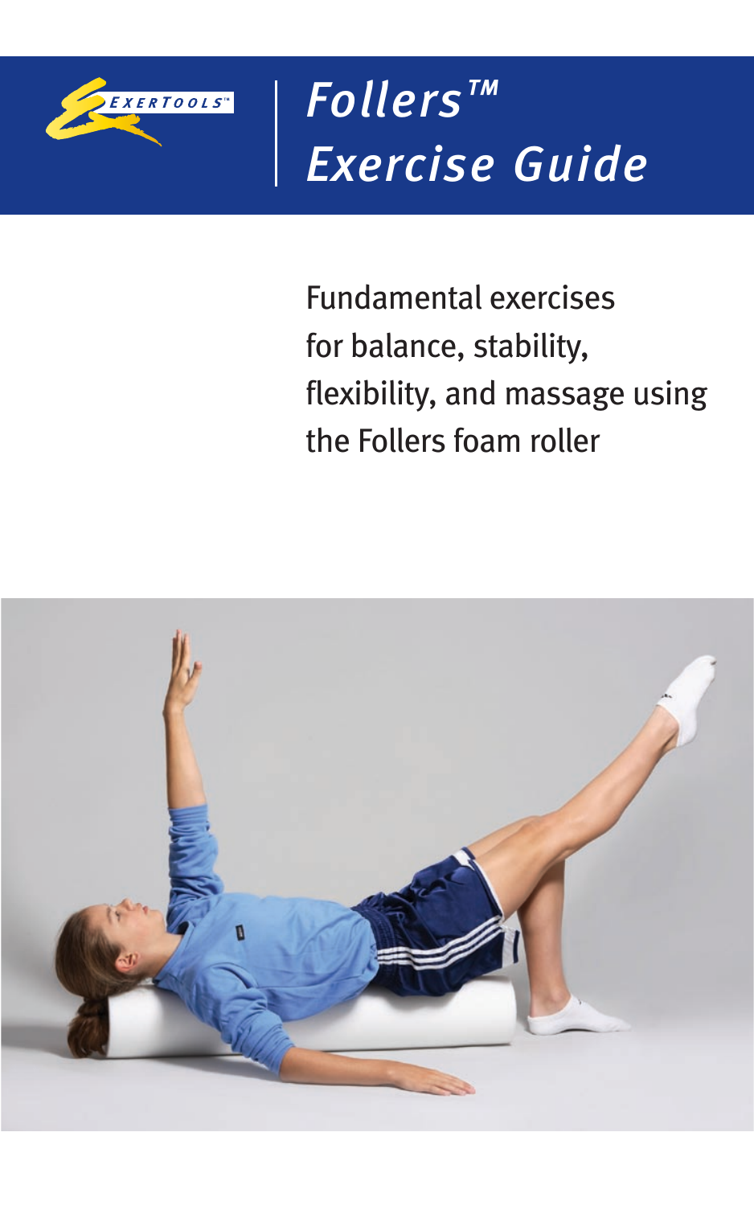EXERTOOLS™

# Follers™ Exercise Guide

Fundamental exercises for balance, stability, flexibility, and massage using the Follers foam roller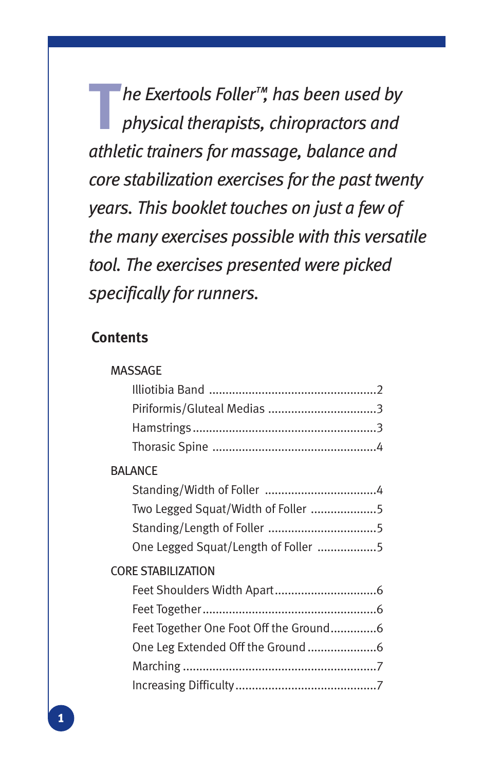*The Exertools Foller™, has been used by physical therapists, chiropractors and athletic trainers for massage, balance and core stabilization exercises for the past twenty years. This booklet touches on just a few of the many exercises possible with this versatile tool. The exercises presented were picked specifically for runners.*

## Contents

MASSAGE

- Illiotibia Band ....................2
- Piriformis/Gluteal Medias ....................3
- Hamstrings ....................3
- Thorasic Spine ....................4

BALANCE

- Standing/Width of Foller ....................4
- Two Legged Squat/Width of Foller ....................5
- Standing/Length of Foller ....................5
- One Legged Squat/Length of Foller ....................5

CORE STABILIZATION

- Feet Shoulders Width Apart ....................6
- Feet Together ....................6
- Feet Together One Foot Off the Ground ....................6
- One Leg Extended Off the Ground ....................6
- Marching ....................7
- Increasing Difficulty ....................7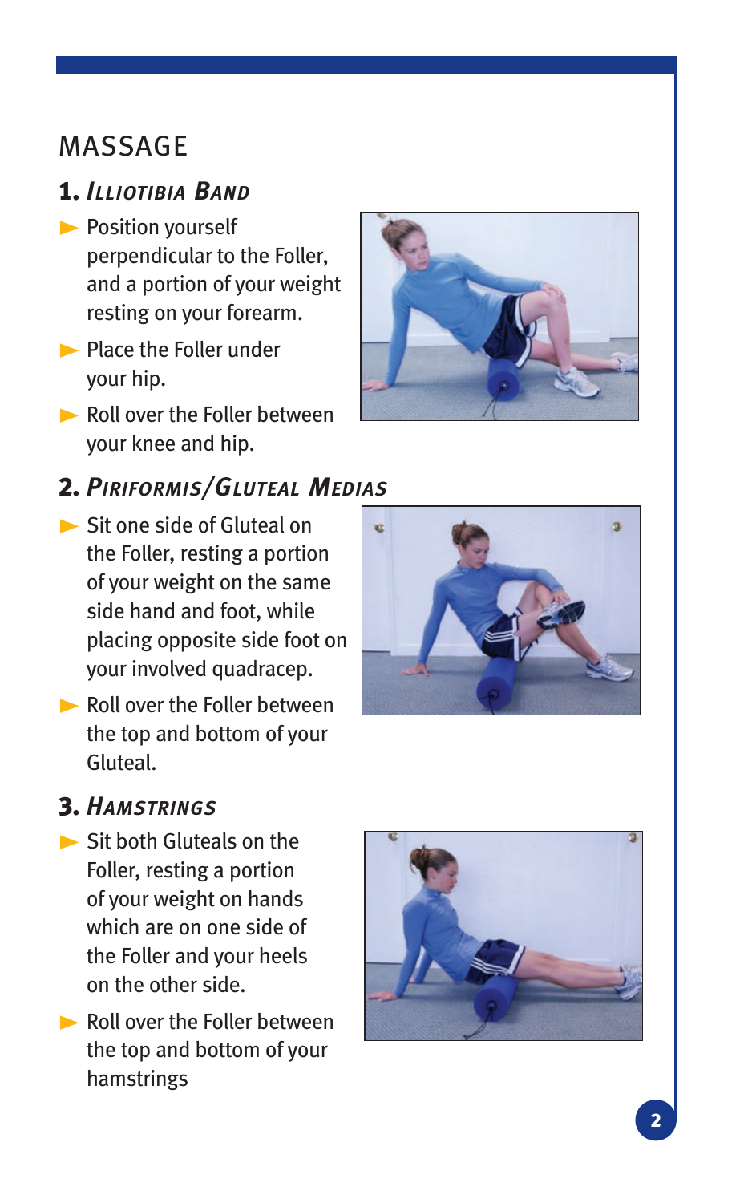# MASSAGE

## 1. *Illiotibia Band*

- Position yourself perpendicular to the Foller, and a portion of your weight resting on your forearm.
- Place the Foller under your hip.
- Roll over the Foller between your knee and hip.

## 2. *Piriformis/Gluteal Medias*

- Sit one side of Gluteal on the Foller, resting a portion of your weight on the same side hand and foot, while placing opposite side foot on your involved quadracep.
- Roll over the Foller between the top and bottom of your Gluteal.

## 3. *Hamstrings*

- Sit both Gluteals on the Foller, resting a portion of your weight on hands which are on one side of the Foller and your heels on the other side.
- Roll over the Foller between the top and bottom of your hamstrings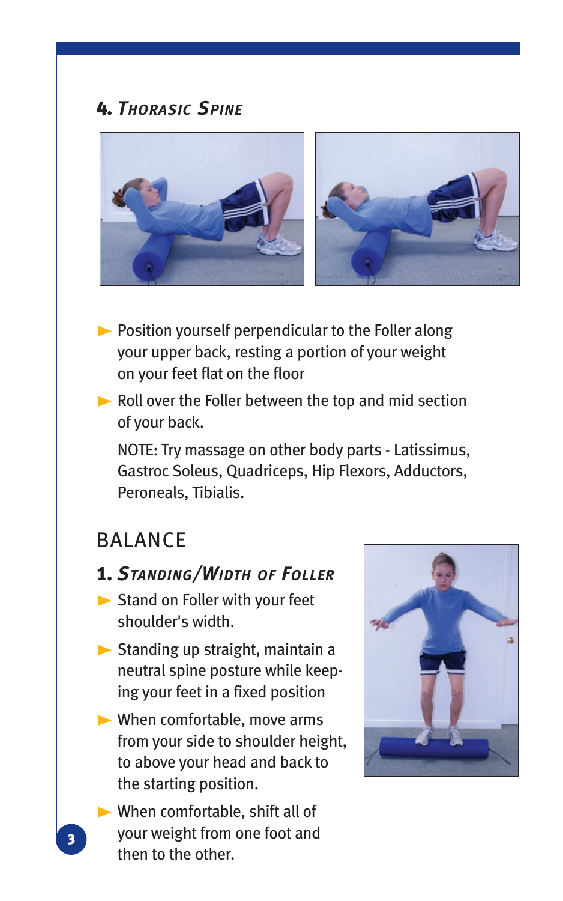### 4. *Thorasic Spine*

- Position yourself perpendicular to the Foller along your upper back, resting a portion of your weight on your feet flat on the floor
- Roll over the Foller between the top and mid section of your back.

  NOTE: Try massage on other body parts - Latissimus, Gastroc Soleus, Quadriceps, Hip Flexors, Adductors, Peroneals, Tibialis.

## BALANCE

### 1. *Standing/Width of Foller*

- Stand on Foller with your feet shoulder's width.
- Standing up straight, maintain a neutral spine posture while keeping your feet in a fixed position
- When comfortable, move arms from your side to shoulder height, to above your head and back to the starting position.
- When comfortable, shift all of your weight from one foot and then to the other.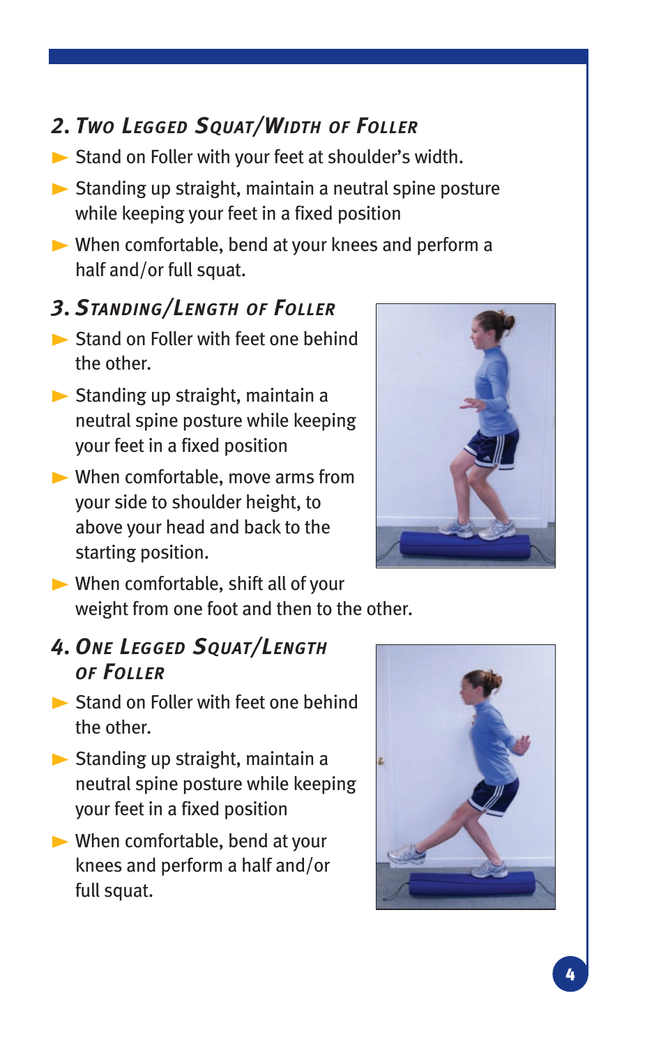## *2. Two Legged Squat/Width of Foller*

- Stand on Foller with your feet at shoulder's width.
- Standing up straight, maintain a neutral spine posture while keeping your feet in a fixed position
- When comfortable, bend at your knees and perform a half and/or full squat.

## *3. Standing/Length of Foller*

- Stand on Foller with feet one behind the other.
- Standing up straight, maintain a neutral spine posture while keeping your feet in a fixed position
- When comfortable, move arms from your side to shoulder height, to above your head and back to the starting position.
- When comfortable, shift all of your weight from one foot and then to the other.

## *4. One Legged Squat/Length of Foller*

- Stand on Foller with feet one behind the other.
- Standing up straight, maintain a neutral spine posture while keeping your feet in a fixed position
- When comfortable, bend at your knees and perform a half and/or full squat.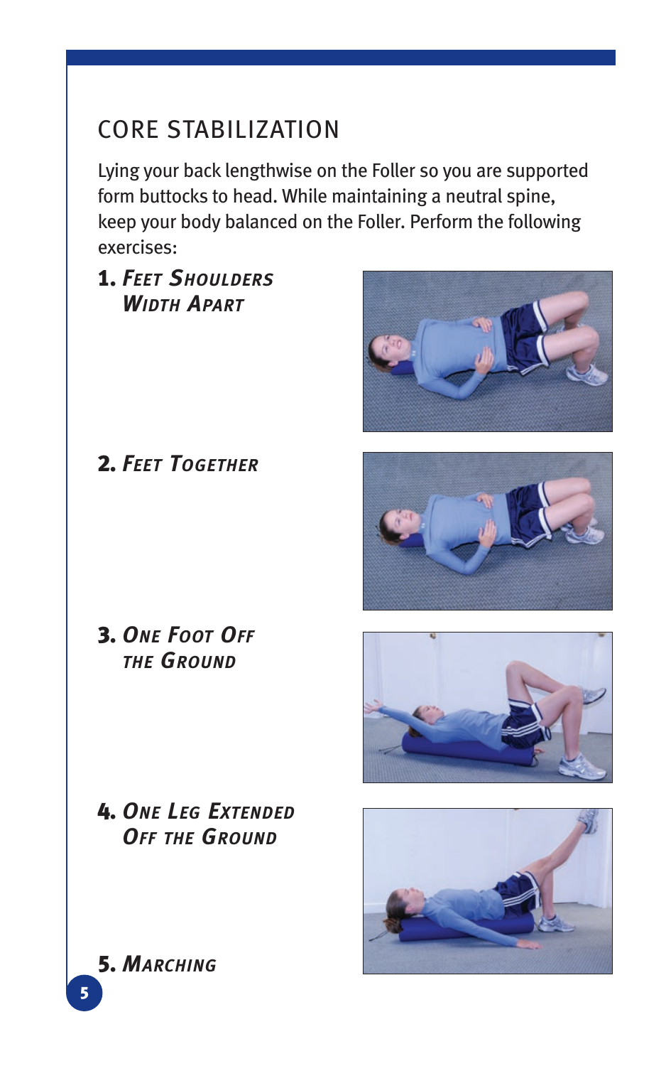# CORE STABILIZATION

Lying your back lengthwise on the Foller so you are supported form buttocks to head. While maintaining a neutral spine, keep your body balanced on the Foller. Perform the following exercises:

1. ***Feet Shoulders Width Apart***

2. ***Feet Together***

3. ***One Foot Off the Ground***

4. ***One Leg Extended Off the Ground***

5. ***Marching***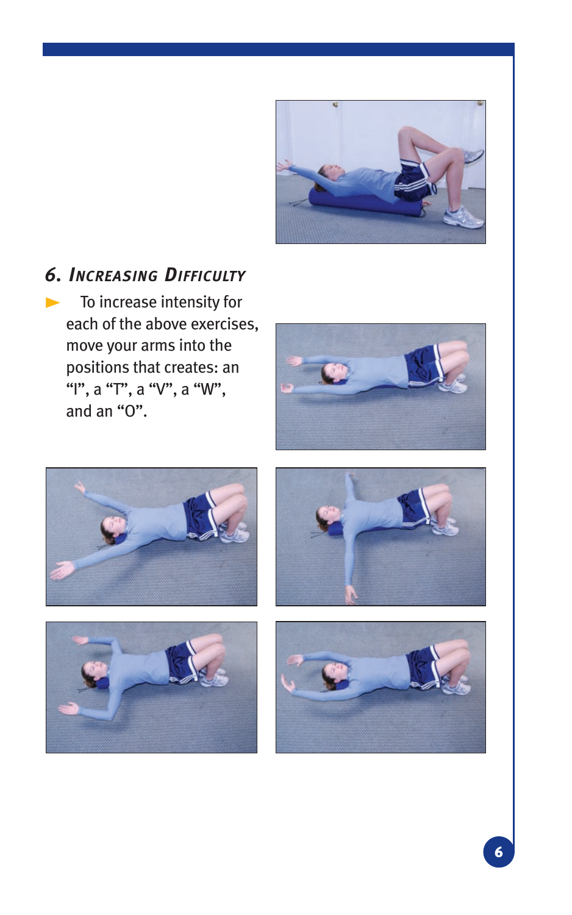## 6. Increasing Difficulty

- To increase intensity for each of the above exercises, move your arms into the positions that creates: an “I”, a “T”, a “V”, a “W”, and an “O”.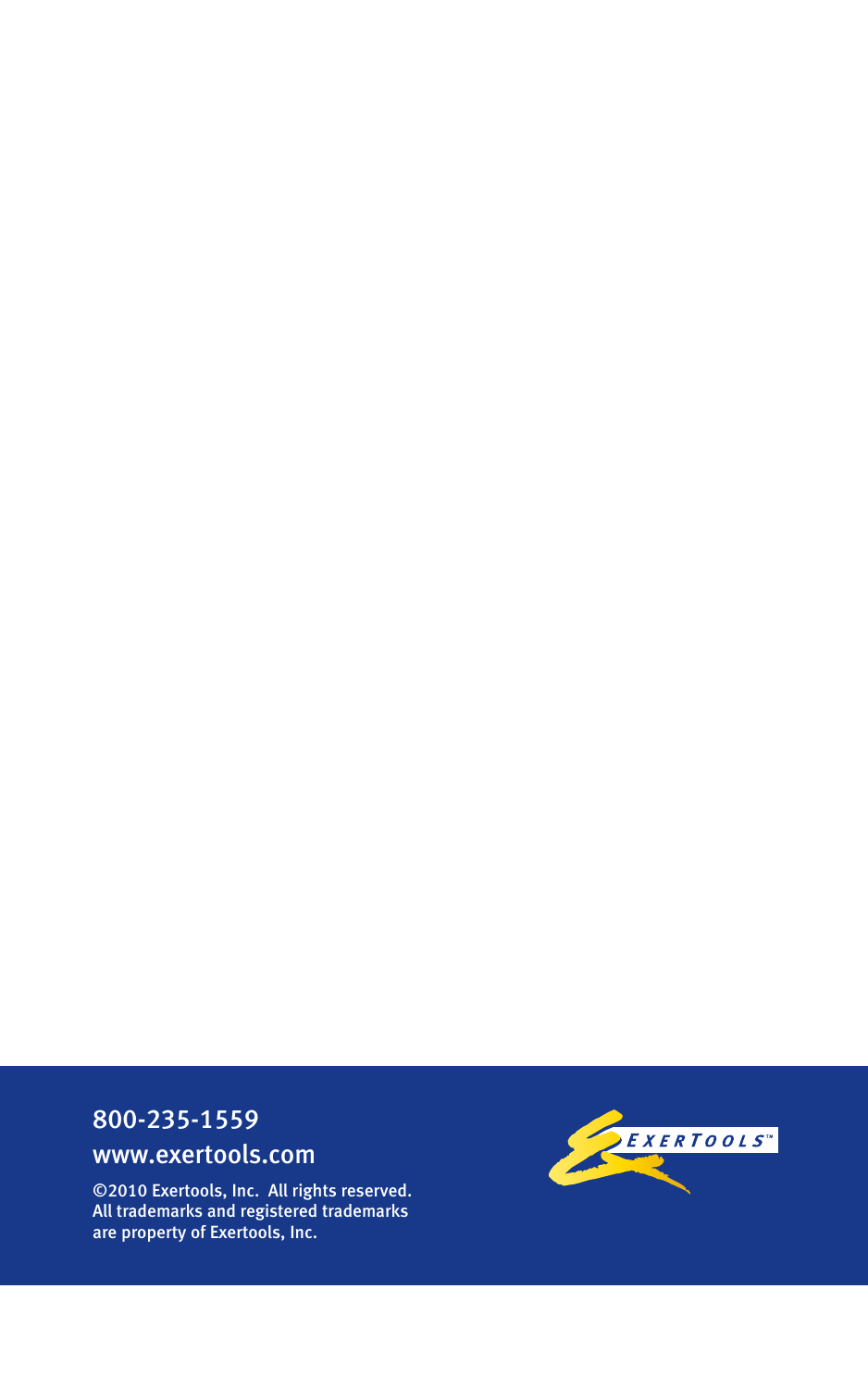800-235-1559

www.exertools.com

©2010 Exertools, Inc. All rights reserved.
All trademarks and registered trademarks
are property of Exertools, Inc.

EXERTOOLS™